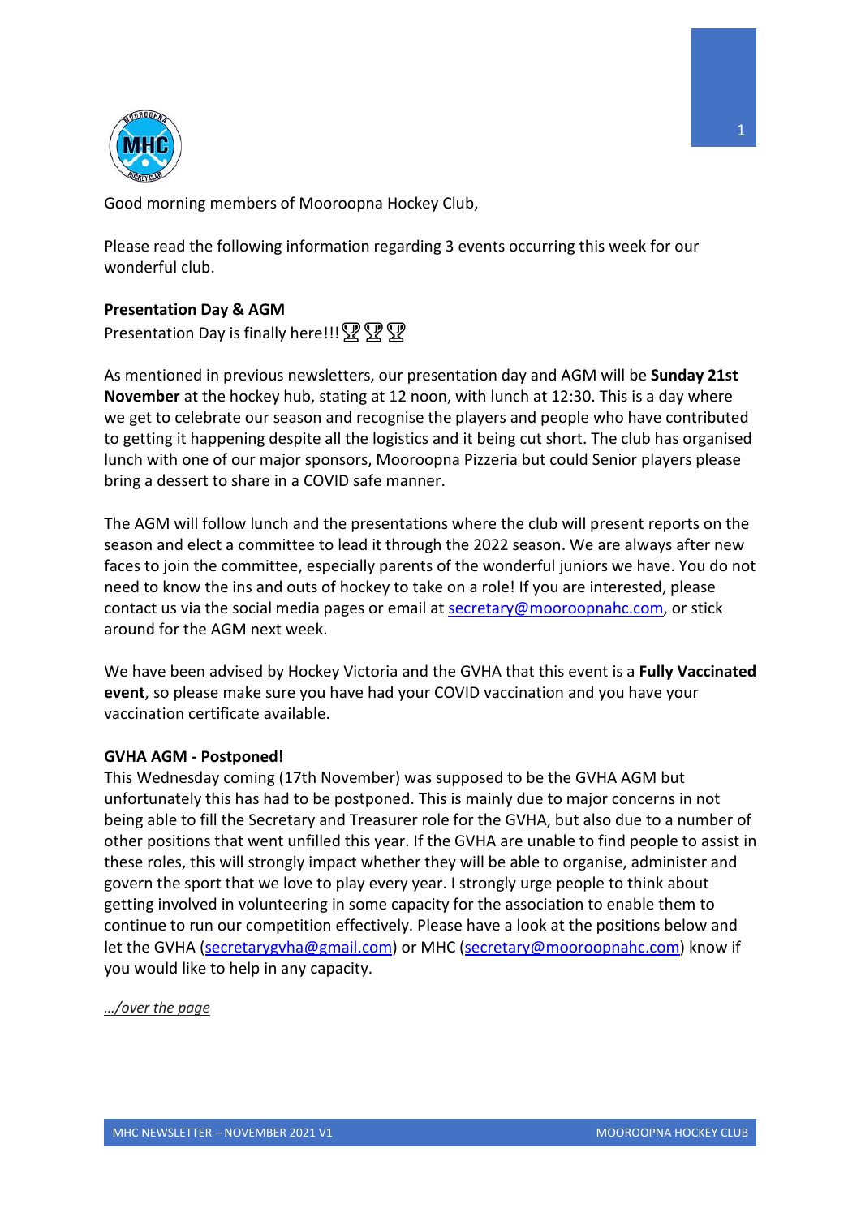Good morning members of Mooroopna Hockey Club,

Please read the following information regarding 3 events occurring this week for our wonderful club.

**Presentation Day & AGM**

Presentation Day is finally here!!! 🏆🏆🏆

As mentioned in previous newsletters, our presentation day and AGM will be **Sunday 21st November** at the hockey hub, stating at 12 noon, with lunch at 12:30. This is a day where we get to celebrate our season and recognise the players and people who have contributed to getting it happening despite all the logistics and it being cut short. The club has organised lunch with one of our major sponsors, Mooroopna Pizzeria but could Senior players please bring a dessert to share in a COVID safe manner.

The AGM will follow lunch and the presentations where the club will present reports on the season and elect a committee to lead it through the 2022 season. We are always after new faces to join the committee, especially parents of the wonderful juniors we have. You do not need to know the ins and outs of hockey to take on a role! If you are interested, please contact us via the social media pages or email at secretary@mooroopnahc.com, or stick around for the AGM next week.

We have been advised by Hockey Victoria and the GVHA that this event is a **Fully Vaccinated event**, so please make sure you have had your COVID vaccination and you have your vaccination certificate available.

**GVHA AGM - Postponed!**

This Wednesday coming (17th November) was supposed to be the GVHA AGM but unfortunately this has had to be postponed. This is mainly due to major concerns in not being able to fill the Secretary and Treasurer role for the GVHA, but also due to a number of other positions that went unfilled this year. If the GVHA are unable to find people to assist in these roles, this will strongly impact whether they will be able to organise, administer and govern the sport that we love to play every year. I strongly urge people to think about getting involved in volunteering in some capacity for the association to enable them to continue to run our competition effectively. Please have a look at the positions below and let the GVHA (secretarygvha@gmail.com) or MHC (secretary@mooroopnahc.com) know if you would like to help in any capacity.

*…/over the page*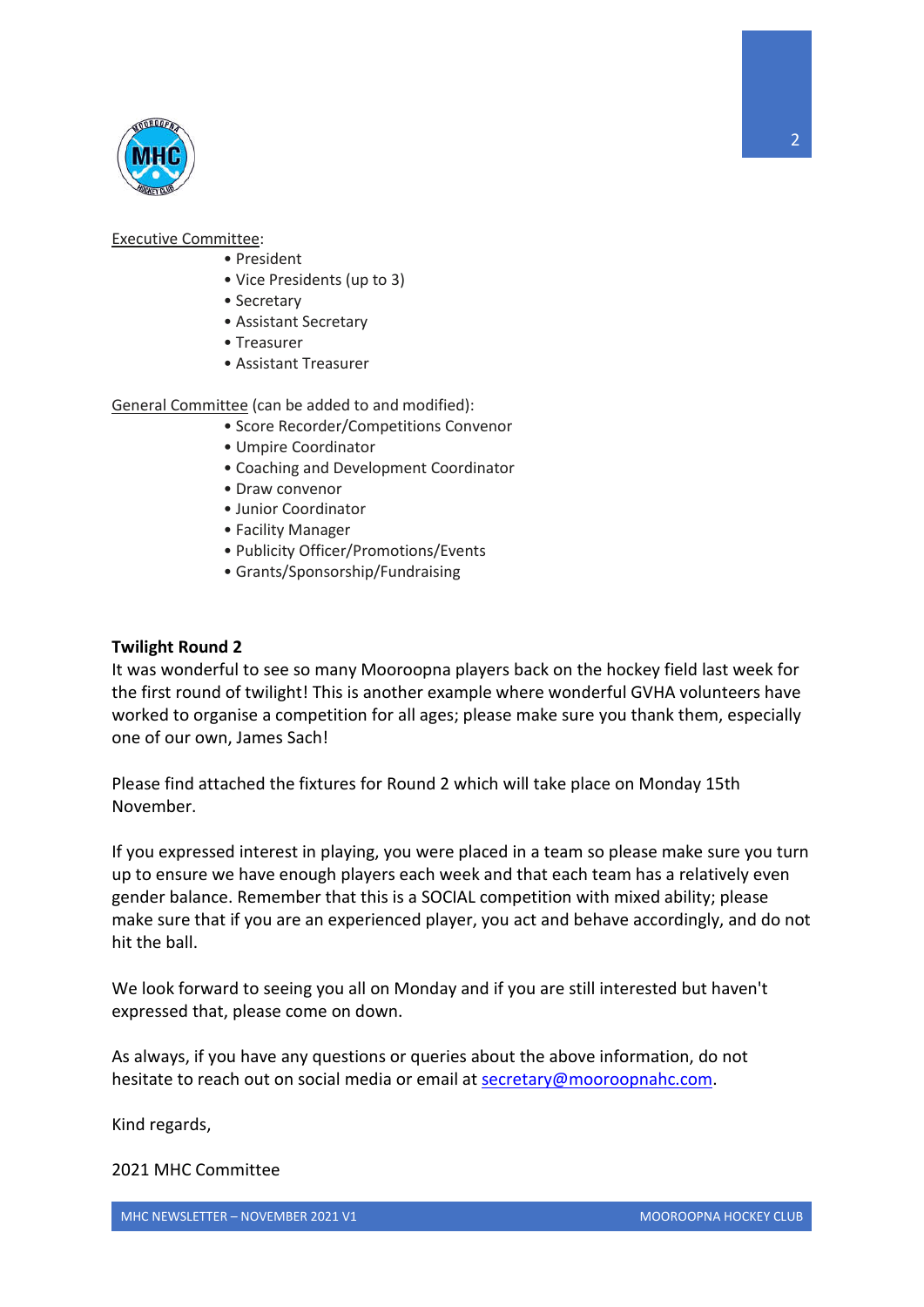Executive Committee:

- President
- Vice Presidents (up to 3)
- Secretary
- Assistant Secretary
- Treasurer
- Assistant Treasurer

General Committee (can be added to and modified):

- Score Recorder/Competitions Convenor
- Umpire Coordinator
- Coaching and Development Coordinator
- Draw convenor
- Junior Coordinator
- Facility Manager
- Publicity Officer/Promotions/Events
- Grants/Sponsorship/Fundraising

**Twilight Round 2**

It was wonderful to see so many Mooroopna players back on the hockey field last week for the first round of twilight! This is another example where wonderful GVHA volunteers have worked to organise a competition for all ages; please make sure you thank them, especially one of our own, James Sach!

Please find attached the fixtures for Round 2 which will take place on Monday 15th November.

If you expressed interest in playing, you were placed in a team so please make sure you turn up to ensure we have enough players each week and that each team has a relatively even gender balance. Remember that this is a SOCIAL competition with mixed ability; please make sure that if you are an experienced player, you act and behave accordingly, and do not hit the ball.

We look forward to seeing you all on Monday and if you are still interested but haven't expressed that, please come on down.

As always, if you have any questions or queries about the above information, do not hesitate to reach out on social media or email at secretary@mooroopnahc.com.

Kind regards,

2021 MHC Committee